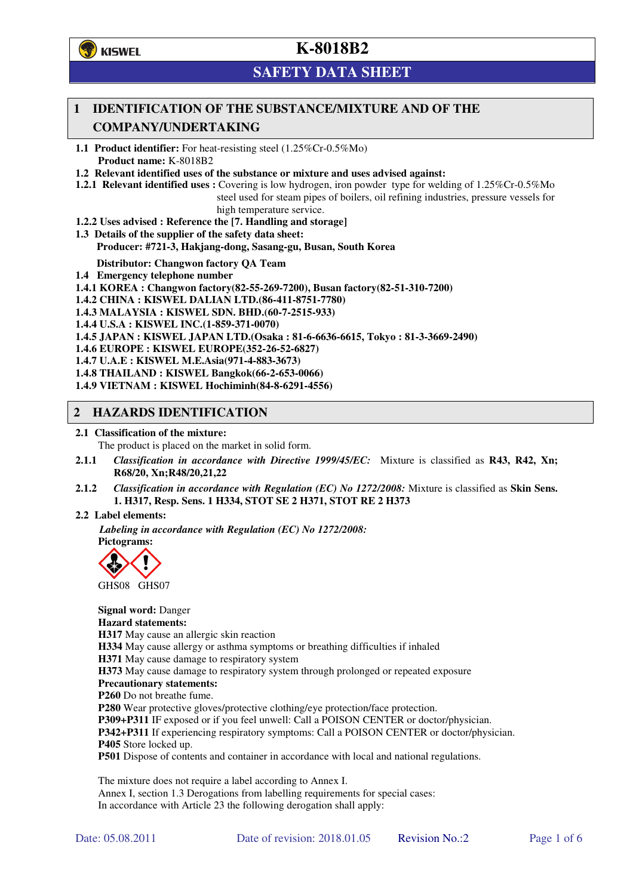# K-8018B2

## SAFETY DATA SHEET

## 1 IDENTIFICATION OF THE SUBSTANCE/MIXTURE AND OF THE COMPANY/UNDERTAKING

**1.1 Product identifier:** For heat-resisting steel (1.25%Cr-0.5%Mo)

**Product name:** K-8018B2

**1.2 Relevant identified uses of the substance or mixture and uses advised against:**

**1.2.1 Relevant identified uses :** Covering is low hydrogen, iron powder type for welding of 1.25%Cr-0.5%Mo steel used for steam pipes of boilers, oil refining industries, pressure vessels for high temperature service.

**1.2.2 Uses advised : Reference the [7. Handling and storage]**

**1.3 Details of the supplier of the safety data sheet:**

**Producer: #721-3, Hakjang-dong, Sasang-gu, Busan, South Korea**

**Distributor: Changwon factory QA Team**

**1.4 Emergency telephone number**

**1.4.1 KOREA : Changwon factory(82-55-269-7200), Busan factory(82-51-310-7200)**

**1.4.2 CHINA : KISWEL DALIAN LTD.(86-411-8751-7780)**

**1.4.3 MALAYSIA : KISWEL SDN. BHD.(60-7-2515-933)**

**1.4.4 U.S.A : KISWEL INC.(1-859-371-0070)**

**1.4.5 JAPAN : KISWEL JAPAN LTD.(Osaka : 81-6-6636-6615, Tokyo : 81-3-3669-2490)**

**1.4.6 EUROPE : KISWEL EUROPE(352-26-52-6827)**

**1.4.7 U.A.E : KISWEL M.E.Asia(971-4-883-3673)**

**1.4.8 THAILAND : KISWEL Bangkok(66-2-653-0066)**

**1.4.9 VIETNAM : KISWEL Hochiminh(84-8-6291-4556)**

## 2 HAZARDS IDENTIFICATION

**2.1 Classification of the mixture:**

The product is placed on the market in solid form.

**2.1.1** *Classification in accordance with Directive 1999/45/EC:* Mixture is classified as **R43, R42, Xn; R68/20, Xn;R48/20,21,22**

**2.1.2** *Classification in accordance with Regulation (EC) No 1272/2008:* Mixture is classified as **Skin Sens. 1. H317, Resp. Sens. 1 H334, STOT SE 2 H371, STOT RE 2 H373**

**2.2 Label elements:**

***Labeling in accordance with Regulation (EC) No 1272/2008:***

**Pictograms:**

GHS08 GHS07

**Signal word:** Danger

**Hazard statements:**

**H317** May cause an allergic skin reaction

**H334** May cause allergy or asthma symptoms or breathing difficulties if inhaled

**H371** May cause damage to respiratory system

**H373** May cause damage to respiratory system through prolonged or repeated exposure

**Precautionary statements:**

**P260** Do not breathe fume.

**P280** Wear protective gloves/protective clothing/eye protection/face protection.

**P309+P311** IF exposed or if you feel unwell: Call a POISON CENTER or doctor/physician.

**P342+P311** If experiencing respiratory symptoms: Call a POISON CENTER or doctor/physician.

**P405** Store locked up.

**P501** Dispose of contents and container in accordance with local and national regulations.

The mixture does not require a label according to Annex I.

Annex I, section 1.3 Derogations from labelling requirements for special cases:

In accordance with Article 23 the following derogation shall apply: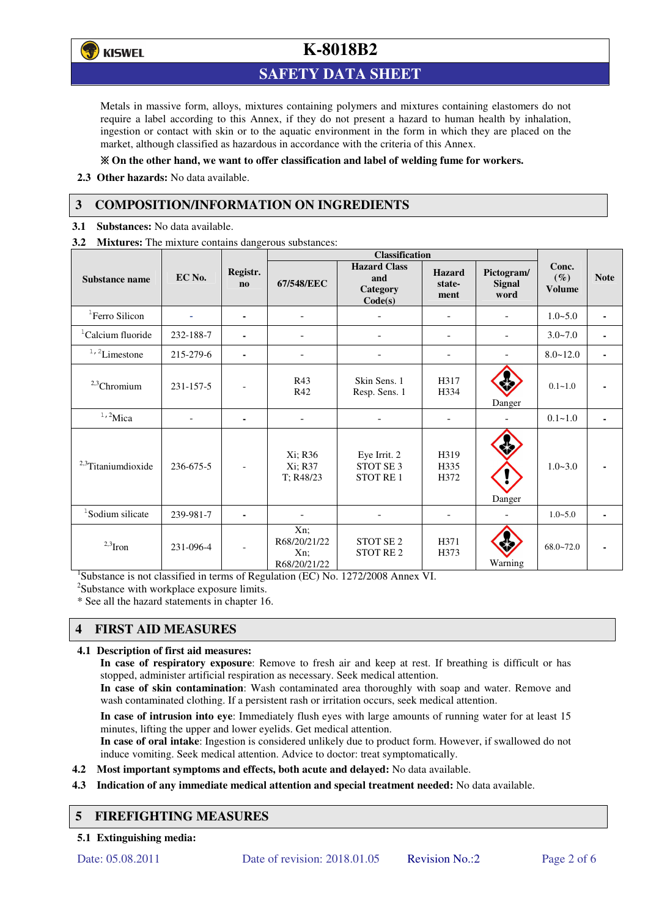Metals in massive form, alloys, mixtures containing polymers and mixtures containing elastomers do not require a label according to this Annex, if they do not present a hazard to human health by inhalation, ingestion or contact with skin or to the aquatic environment in the form in which they are placed on the market, although classified as hazardous in accordance with the criteria of this Annex.

**※ On the other hand, we want to offer classification and label of welding fume for workers.**

**2.3 Other hazards:** No data available.

## 3 COMPOSITION/INFORMATION ON INGREDIENTS

**3.1 Substances:** No data available.

**3.2 Mixtures:** The mixture contains dangerous substances:

| Substance name | EC No. | Registr. no | Classification | | | | Conc. (%) Volume | Note |
|---|---|---|---|---|---|---|---|---|
| | | | 67/548/EEC | Hazard Class and Category Code(s) | Hazard statement | Pictogram/ Signal word | | |
| [1]Ferro Silicon | - | - | - | - | - | - | 1.0~5.0 | - |
| [1]Calcium fluoride | 232-188-7 | - | - | - | - | - | 3.0~7.0 | - |
| [1,2]Limestone | 215-279-6 | - | - | - | - | - | 8.0~12.0 | - |
| [2,3]Chromium | 231-157-5 | - | R43 R42 | Skin Sens. 1 Resp. Sens. 1 | H317 H334 | Danger | 0.1~1.0 | - |
| [1,2]Mica | - | - | - | - | - | - | 0.1~1.0 | - |
| [2,3]Titaniumdioxide | 236-675-5 | - | Xi; R36 Xi; R37 T; R48/23 | Eye Irrit. 2 STOT SE 3 STOT RE 1 | H319 H335 H372 | Danger | 1.0~3.0 | - |
| [1]Sodium silicate | 239-981-7 | - | - | - | - | - | 1.0~5.0 | - |
| [2,3]Iron | 231-096-4 | - | Xn; R68/20/21/22 Xn; R68/20/21/22 | STOT SE 2 STOT RE 2 | H371 H373 | Warning | 68.0~72.0 | - |

[1]Substance is not classified in terms of Regulation (EC) No. 1272/2008 Annex VI.
[2]Substance with workplace exposure limits.
* See all the hazard statements in chapter 16.

## 4 FIRST AID MEASURES

**4.1 Description of first aid measures:**

**In case of respiratory exposure**: Remove to fresh air and keep at rest. If breathing is difficult or has stopped, administer artificial respiration as necessary. Seek medical attention.
**In case of skin contamination**: Wash contaminated area thoroughly with soap and water. Remove and wash contaminated clothing. If a persistent rash or irritation occurs, seek medical attention.

**In case of intrusion into eye**: Immediately flush eyes with large amounts of running water for at least 15 minutes, lifting the upper and lower eyelids. Get medical attention.
**In case of oral intake**: Ingestion is considered unlikely due to product form. However, if swallowed do not induce vomiting. Seek medical attention. Advice to doctor: treat symptomatically.

**4.2 Most important symptoms and effects, both acute and delayed:** No data available.

**4.3 Indication of any immediate medical attention and special treatment needed:** No data available.

## 5 FIREFIGHTING MEASURES

**5.1 Extinguishing media:**

Date: 05.08.2011 Date of revision: 2018.01.05 Revision No.:2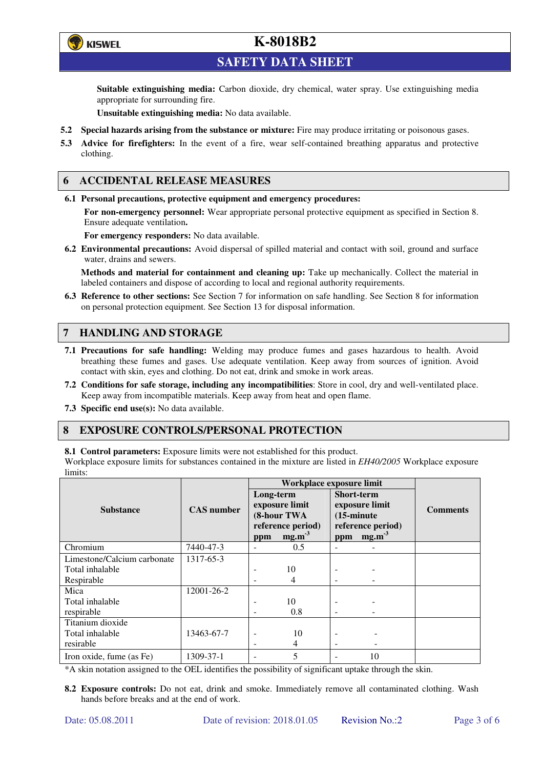**Suitable extinguishing media:** Carbon dioxide, dry chemical, water spray. Use extinguishing media appropriate for surrounding fire.

**Unsuitable extinguishing media:** No data available.

**5.2 Special hazards arising from the substance or mixture:** Fire may produce irritating or poisonous gases.

**5.3 Advice for firefighters:** In the event of a fire, wear self-contained breathing apparatus and protective clothing.

## 6 ACCIDENTAL RELEASE MEASURES

**6.1 Personal precautions, protective equipment and emergency procedures:**

**For non-emergency personnel:** Wear appropriate personal protective equipment as specified in Section 8. Ensure adequate ventilation**.**

**For emergency responders:** No data available.

**6.2 Environmental precautions:** Avoid dispersal of spilled material and contact with soil, ground and surface water, drains and sewers.

**Methods and material for containment and cleaning up:** Take up mechanically. Collect the material in labeled containers and dispose of according to local and regional authority requirements.

**6.3 Reference to other sections:** See Section 7 for information on safe handling. See Section 8 for information on personal protection equipment. See Section 13 for disposal information.

## 7 HANDLING AND STORAGE

**7.1 Precautions for safe handling:** Welding may produce fumes and gases hazardous to health. Avoid breathing these fumes and gases. Use adequate ventilation. Keep away from sources of ignition. Avoid contact with skin, eyes and clothing. Do not eat, drink and smoke in work areas.

**7.2 Conditions for safe storage, including any incompatibilities**: Store in cool, dry and well-ventilated place. Keep away from incompatible materials. Keep away from heat and open flame.

**7.3 Specific end use(s):** No data available.

## 8 EXPOSURE CONTROLS/PERSONAL PROTECTION

**8.1 Control parameters:** Exposure limits were not established for this product.

Workplace exposure limits for substances contained in the mixture are listed in *EH40/2005* Workplace exposure limits:

| Substance | CAS number | Workplace exposure limit | | | | Comments |
|---|---|---|---|---|---|---|
| | | Long-term exposure limit (8-hour TWA reference period) | | Short-term exposure limit (15-minute reference period) | | |
| | | ppm | $mg.m^{-3}$ | ppm | $mg.m^{-3}$ | |
| Chromium | 7440-47-3 | - | 0.5 | - | - | |
| Limestone/Calcium carbonate | 1317-65-3 | | | | | |
| Total inhalable | | - | 10 | - | - | |
| Respirable | | - | 4 | - | - | |
| Mica | 12001-26-2 | | | | | |
| Total inhalable | | - | 10 | - | - | |
| respirable | | - | 0.8 | - | - | |
| Titanium dioxide | | | | | | |
| Total inhalable | 13463-67-7 | - | 10 | - | - | |
| resirable | | - | 4 | - | - | |
| Iron oxide, fume (as Fe) | 1309-37-1 | - | 5 | - | 10 | |

*A skin notation assigned to the OEL identifies the possibility of significant uptake through the skin.

**8.2 Exposure controls:** Do not eat, drink and smoke. Immediately remove all contaminated clothing. Wash hands before breaks and at the end of work.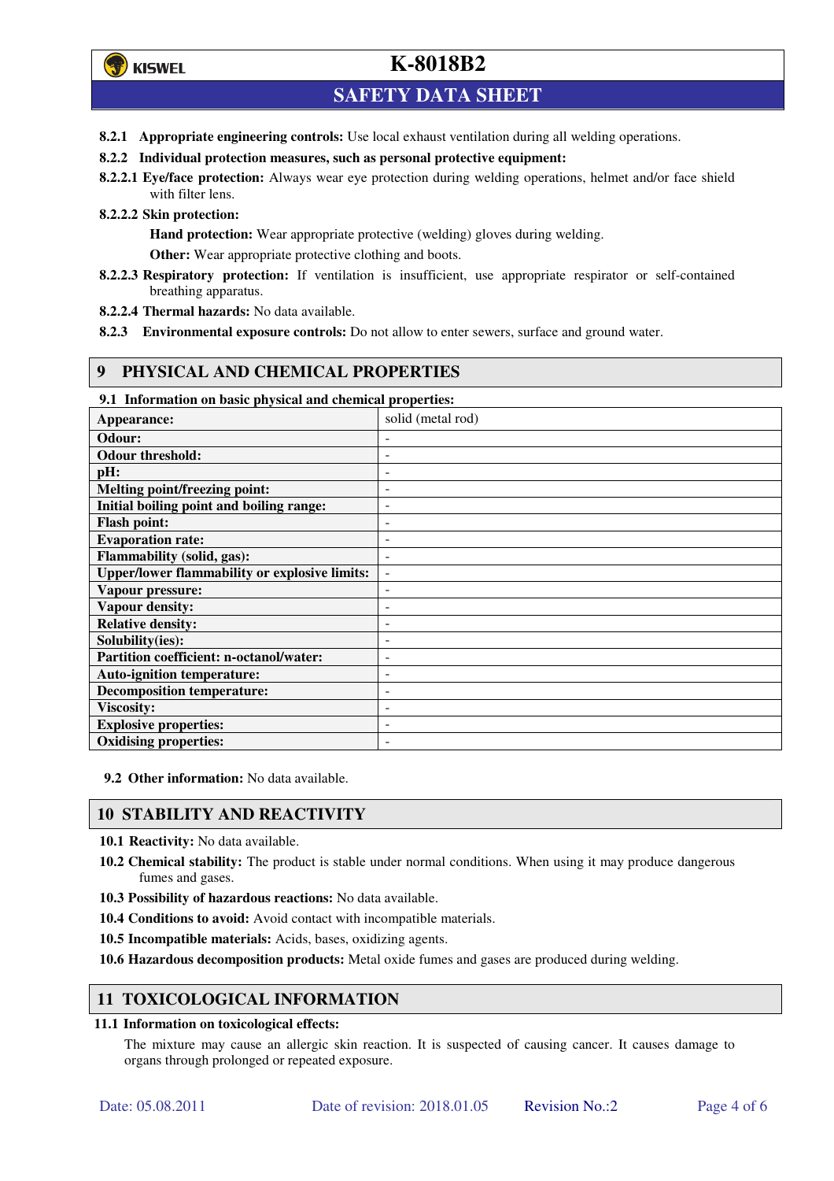**8.2.1 Appropriate engineering controls:** Use local exhaust ventilation during all welding operations.

**8.2.2 Individual protection measures, such as personal protective equipment:**

**8.2.2.1 Eye/face protection:** Always wear eye protection during welding operations, helmet and/or face shield with filter lens.

**8.2.2.2 Skin protection:**

**Hand protection:** Wear appropriate protective (welding) gloves during welding.

**Other:** Wear appropriate protective clothing and boots.

**8.2.2.3 Respiratory protection:** If ventilation is insufficient, use appropriate respirator or self-contained breathing apparatus.

**8.2.2.4 Thermal hazards:** No data available.

**8.2.3 Environmental exposure controls:** Do not allow to enter sewers, surface and ground water.

## 9 PHYSICAL AND CHEMICAL PROPERTIES

**9.1 Information on basic physical and chemical properties:**

| | |
|---|---|
| **Appearance:** | solid (metal rod) |
| **Odour:** | - |
| **Odour threshold:** | - |
| **pH:** | - |
| **Melting point/freezing point:** | - |
| **Initial boiling point and boiling range:** | - |
| **Flash point:** | - |
| **Evaporation rate:** | - |
| **Flammability (solid, gas):** | - |
| **Upper/lower flammability or explosive limits:** | - |
| **Vapour pressure:** | - |
| **Vapour density:** | - |
| **Relative density:** | - |
| **Solubility(ies):** | - |
| **Partition coefficient: n-octanol/water:** | - |
| **Auto-ignition temperature:** | - |
| **Decomposition temperature:** | - |
| **Viscosity:** | - |
| **Explosive properties:** | - |
| **Oxidising properties:** | - |

**9.2 Other information:** No data available.

## 10 STABILITY AND REACTIVITY

**10.1 Reactivity:** No data available.

**10.2 Chemical stability:** The product is stable under normal conditions. When using it may produce dangerous fumes and gases.

**10.3 Possibility of hazardous reactions:** No data available.

**10.4 Conditions to avoid:** Avoid contact with incompatible materials.

**10.5 Incompatible materials:** Acids, bases, oxidizing agents.

**10.6 Hazardous decomposition products:** Metal oxide fumes and gases are produced during welding.

## 11 TOXICOLOGICAL INFORMATION

**11.1 Information on toxicological effects:**

The mixture may cause an allergic skin reaction. It is suspected of causing cancer. It causes damage to organs through prolonged or repeated exposure.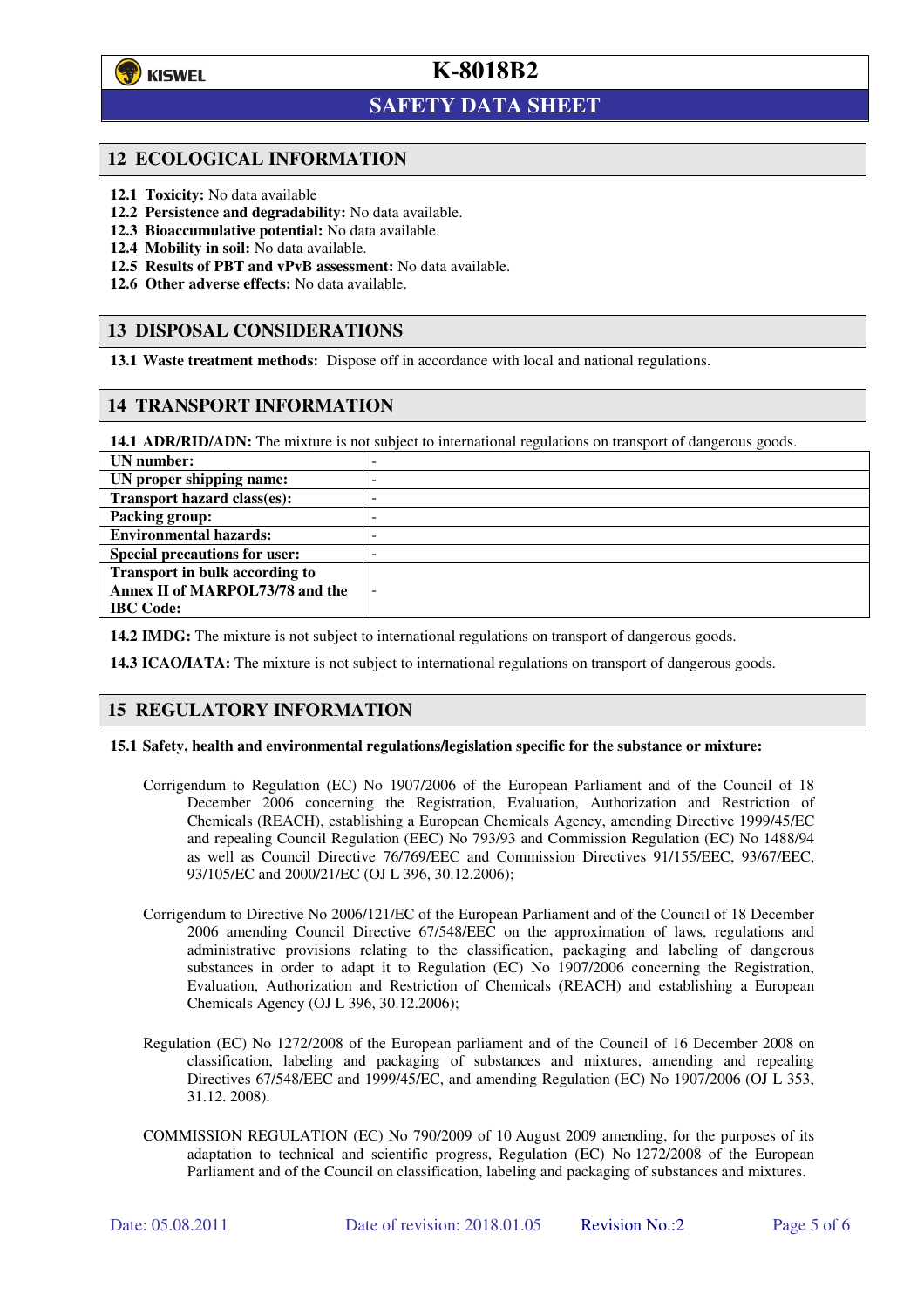## 12 ECOLOGICAL INFORMATION

**12.1 Toxicity:** No data available

**12.2 Persistence and degradability:** No data available.

**12.3 Bioaccumulative potential:** No data available.

**12.4 Mobility in soil:** No data available.

**12.5 Results of PBT and vPvB assessment:** No data available.

**12.6 Other adverse effects:** No data available.

## 13 DISPOSAL CONSIDERATIONS

**13.1 Waste treatment methods:** Dispose off in accordance with local and national regulations.

## 14 TRANSPORT INFORMATION

**14.1 ADR/RID/ADN:** The mixture is not subject to international regulations on transport of dangerous goods.

| | |
|---|---|
| **UN number:** | - |
| **UN proper shipping name:** | - |
| **Transport hazard class(es):** | - |
| **Packing group:** | - |
| **Environmental hazards:** | - |
| **Special precautions for user:** | - |
| **Transport in bulk according to Annex II of MARPOL73/78 and the IBC Code:** | - |

**14.2 IMDG:** The mixture is not subject to international regulations on transport of dangerous goods.

**14.3 ICAO/IATA:** The mixture is not subject to international regulations on transport of dangerous goods.

## 15 REGULATORY INFORMATION

**15.1 Safety, health and environmental regulations/legislation specific for the substance or mixture:**

Corrigendum to Regulation (EC) No 1907/2006 of the European Parliament and of the Council of 18 December 2006 concerning the Registration, Evaluation, Authorization and Restriction of Chemicals (REACH), establishing a European Chemicals Agency, amending Directive 1999/45/EC and repealing Council Regulation (EEC) No 793/93 and Commission Regulation (EC) No 1488/94 as well as Council Directive 76/769/EEC and Commission Directives 91/155/EEC, 93/67/EEC, 93/105/EC and 2000/21/EC (OJ L 396, 30.12.2006);

Corrigendum to Directive No 2006/121/EC of the European Parliament and of the Council of 18 December 2006 amending Council Directive 67/548/EEC on the approximation of laws, regulations and administrative provisions relating to the classification, packaging and labeling of dangerous substances in order to adapt it to Regulation (EC) No 1907/2006 concerning the Registration, Evaluation, Authorization and Restriction of Chemicals (REACH) and establishing a European Chemicals Agency (OJ L 396, 30.12.2006);

Regulation (EC) No 1272/2008 of the European parliament and of the Council of 16 December 2008 on classification, labeling and packaging of substances and mixtures, amending and repealing Directives 67/548/EEC and 1999/45/EC, and amending Regulation (EC) No 1907/2006 (OJ L 353, 31.12. 2008).

COMMISSION REGULATION (EC) No 790/2009 of 10 August 2009 amending, for the purposes of its adaptation to technical and scientific progress, Regulation (EC) No 1272/2008 of the European Parliament and of the Council on classification, labeling and packaging of substances and mixtures.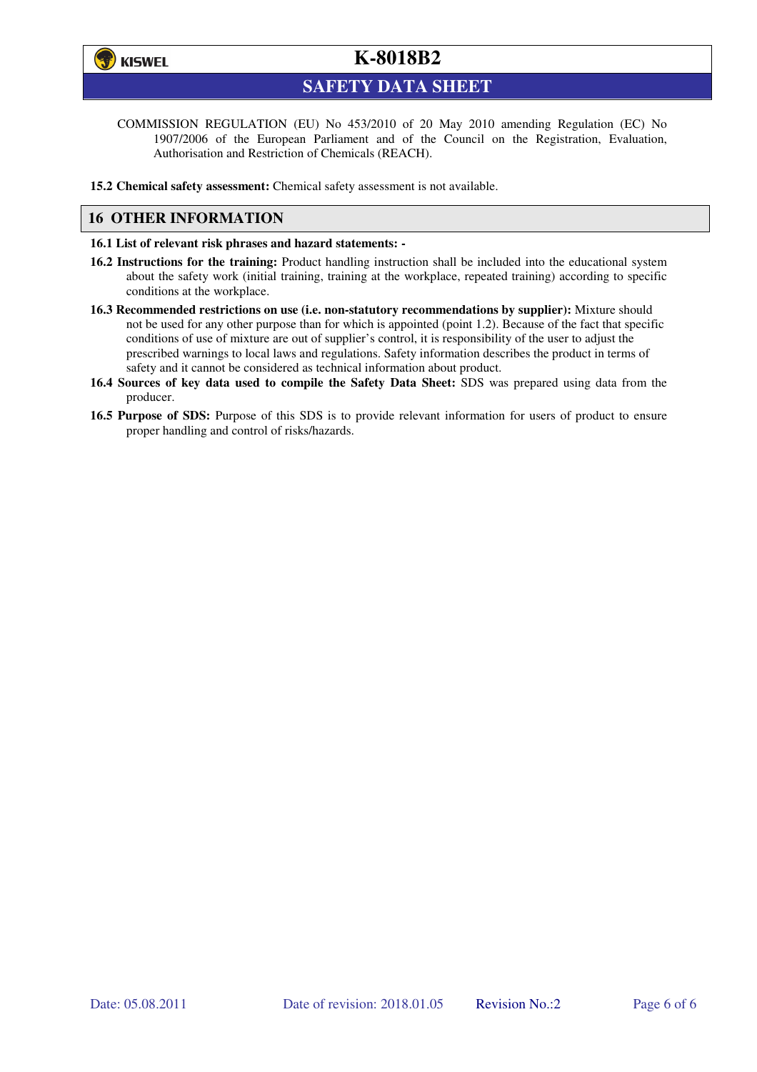COMMISSION REGULATION (EU) No 453/2010 of 20 May 2010 amending Regulation (EC) No 1907/2006 of the European Parliament and of the Council on the Registration, Evaluation, Authorisation and Restriction of Chemicals (REACH).

**15.2 Chemical safety assessment:** Chemical safety assessment is not available.

## 16 OTHER INFORMATION

**16.1 List of relevant risk phrases and hazard statements: -**

**16.2 Instructions for the training:** Product handling instruction shall be included into the educational system about the safety work (initial training, training at the workplace, repeated training) according to specific conditions at the workplace.

**16.3 Recommended restrictions on use (i.e. non-statutory recommendations by supplier):** Mixture should not be used for any other purpose than for which is appointed (point 1.2). Because of the fact that specific conditions of use of mixture are out of supplier's control, it is responsibility of the user to adjust the prescribed warnings to local laws and regulations. Safety information describes the product in terms of safety and it cannot be considered as technical information about product.

**16.4 Sources of key data used to compile the Safety Data Sheet:** SDS was prepared using data from the producer.

**16.5 Purpose of SDS:** Purpose of this SDS is to provide relevant information for users of product to ensure proper handling and control of risks/hazards.